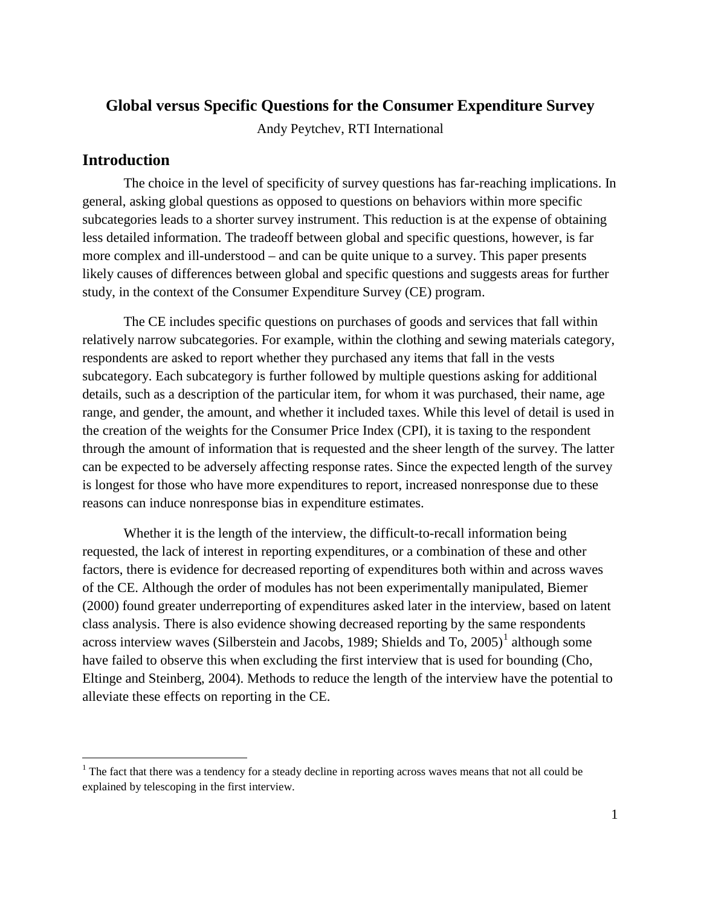# Global versus Specific Questions for the Consumer Expenditure Survey

Andy Peytchev, RTI International

## Introduction

The choice in the level of specificity of survey questions has far-reaching implications. In general, asking global questions as opposed to questions on behaviors within more specific subcategories leads to a shorter survey instrument. This reduction is at the expense of obtaining less detailed information. The tradeoff between global and specific questions, however, is far more complex and ill-understood – and can be quite unique to a survey. This paper presents likely causes of differences between global and specific questions and suggests areas for further study, in the context of the Consumer Expenditure Survey (CE) program.

The CE includes specific questions on purchases of goods and services that fall within relatively narrow subcategories. For example, within the clothing and sewing materials category, respondents are asked to report whether they purchased any items that fall in the vests subcategory. Each subcategory is further followed by multiple questions asking for additional details, such as a description of the particular item, for whom it was purchased, their name, age range, and gender, the amount, and whether it included taxes. While this level of detail is used in the creation of the weights for the Consumer Price Index (CPI), it is taxing to the respondent through the amount of information that is requested and the sheer length of the survey. The latter can be expected to be adversely affecting response rates. Since the expected length of the survey is longest for those who have more expenditures to report, increased nonresponse due to these reasons can induce nonresponse bias in expenditure estimates.

Whether it is the length of the interview, the difficult-to-recall information being requested, the lack of interest in reporting expenditures, or a combination of these and other factors, there is evidence for decreased reporting of expenditures both within and across waves of the CE. Although the order of modules has not been experimentally manipulated, Biemer (2000) found greater underreporting of expenditures asked later in the interview, based on latent class analysis. There is also evidence showing decreased reporting by the same respondents across interview waves (Silberstein and Jacobs, 1989; Shields and To, 2005)[1] although some have failed to observe this when excluding the first interview that is used for bounding (Cho, Eltinge and Steinberg, 2004). Methods to reduce the length of the interview have the potential to alleviate these effects on reporting in the CE.

[1] The fact that there was a tendency for a steady decline in reporting across waves means that not all could be explained by telescoping in the first interview.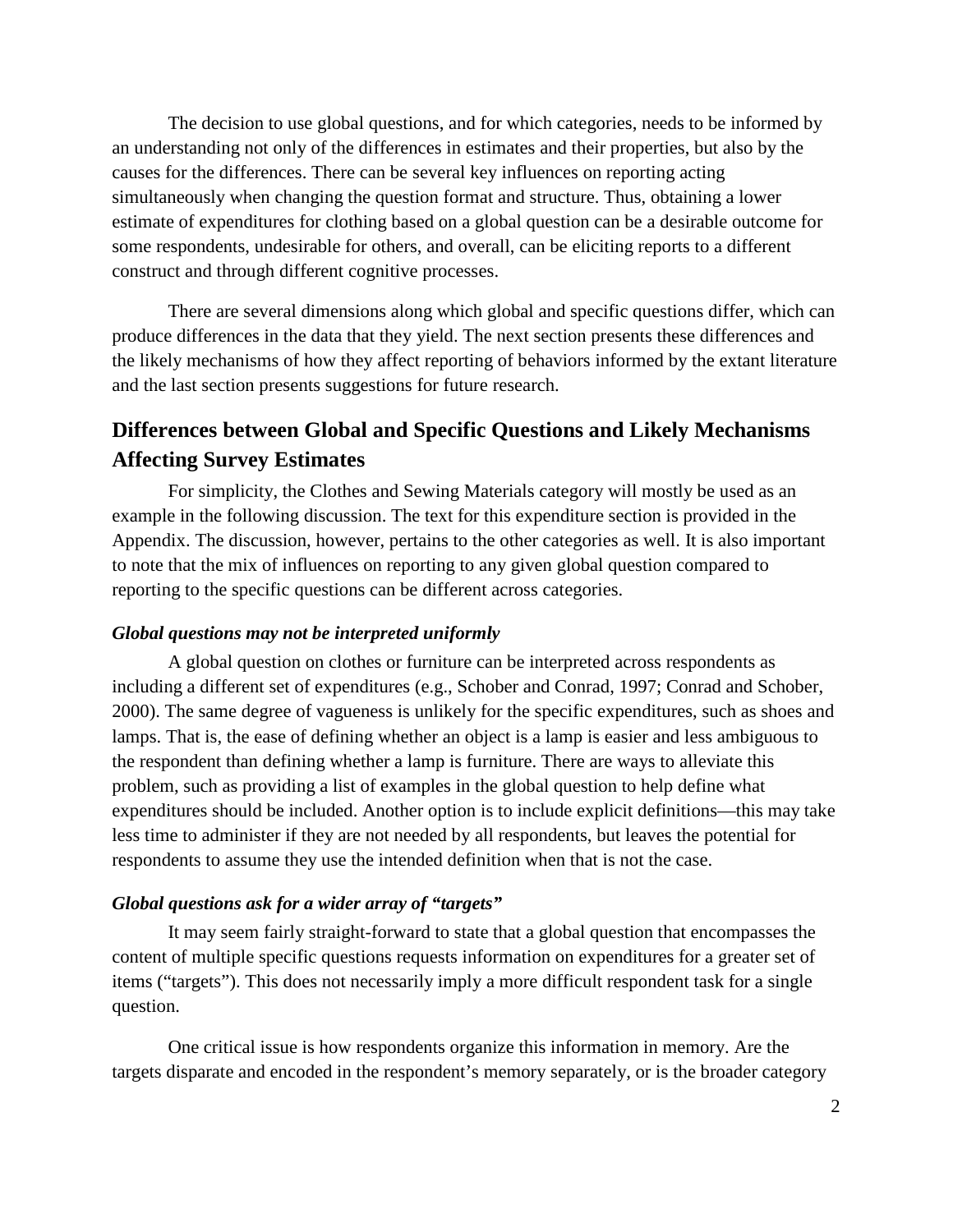The decision to use global questions, and for which categories, needs to be informed by an understanding not only of the differences in estimates and their properties, but also by the causes for the differences. There can be several key influences on reporting acting simultaneously when changing the question format and structure. Thus, obtaining a lower estimate of expenditures for clothing based on a global question can be a desirable outcome for some respondents, undesirable for others, and overall, can be eliciting reports to a different construct and through different cognitive processes.

There are several dimensions along which global and specific questions differ, which can produce differences in the data that they yield. The next section presents these differences and the likely mechanisms of how they affect reporting of behaviors informed by the extant literature and the last section presents suggestions for future research.

## Differences between Global and Specific Questions and Likely Mechanisms Affecting Survey Estimates

For simplicity, the Clothes and Sewing Materials category will mostly be used as an example in the following discussion. The text for this expenditure section is provided in the Appendix. The discussion, however, pertains to the other categories as well. It is also important to note that the mix of influences on reporting to any given global question compared to reporting to the specific questions can be different across categories.

### *Global questions may not be interpreted uniformly*

A global question on clothes or furniture can be interpreted across respondents as including a different set of expenditures (e.g., Schober and Conrad, 1997; Conrad and Schober, 2000). The same degree of vagueness is unlikely for the specific expenditures, such as shoes and lamps. That is, the ease of defining whether an object is a lamp is easier and less ambiguous to the respondent than defining whether a lamp is furniture. There are ways to alleviate this problem, such as providing a list of examples in the global question to help define what expenditures should be included. Another option is to include explicit definitions—this may take less time to administer if they are not needed by all respondents, but leaves the potential for respondents to assume they use the intended definition when that is not the case.

### *Global questions ask for a wider array of "targets"*

It may seem fairly straight-forward to state that a global question that encompasses the content of multiple specific questions requests information on expenditures for a greater set of items ("targets"). This does not necessarily imply a more difficult respondent task for a single question.

One critical issue is how respondents organize this information in memory. Are the targets disparate and encoded in the respondent's memory separately, or is the broader category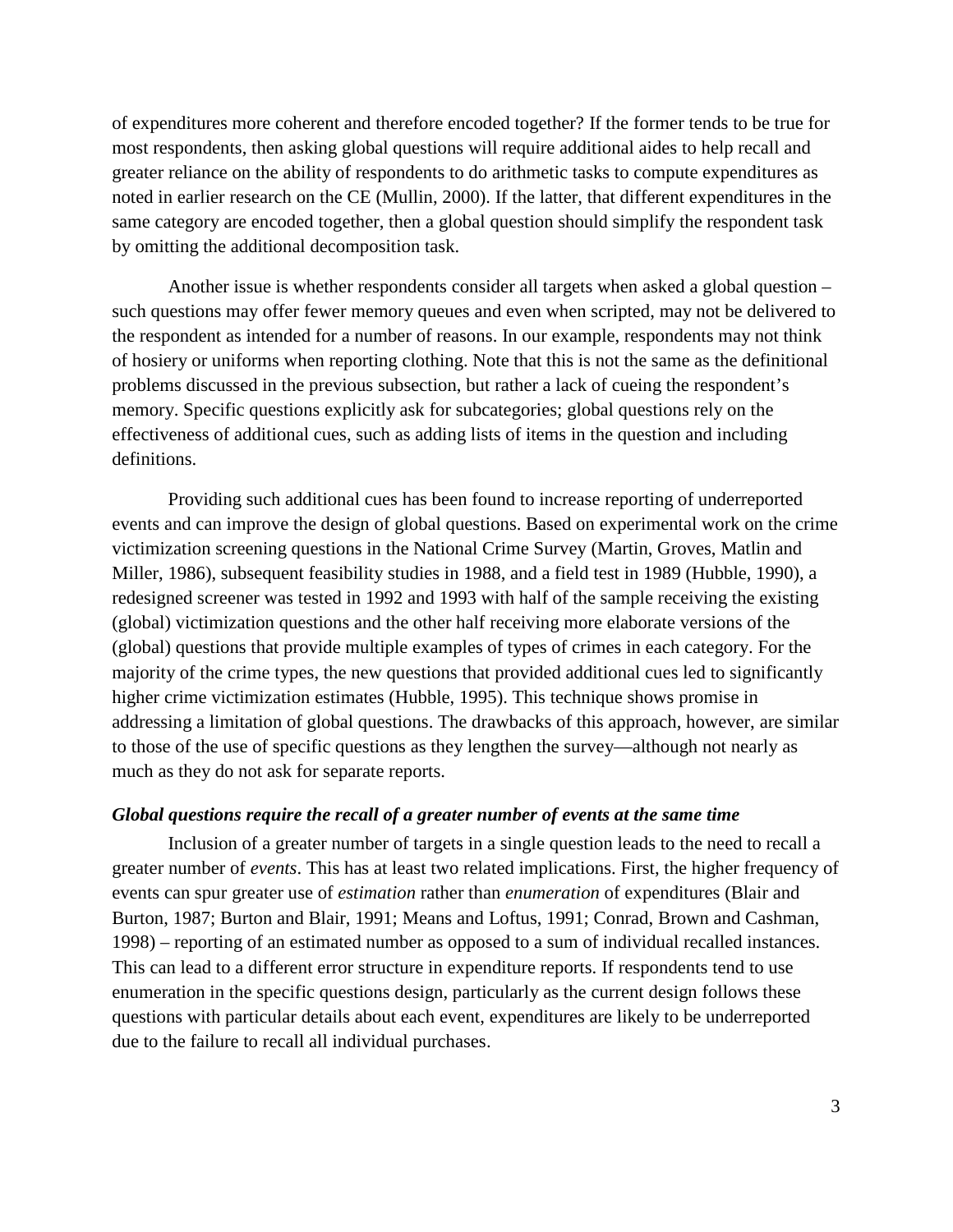of expenditures more coherent and therefore encoded together? If the former tends to be true for most respondents, then asking global questions will require additional aides to help recall and greater reliance on the ability of respondents to do arithmetic tasks to compute expenditures as noted in earlier research on the CE (Mullin, 2000). If the latter, that different expenditures in the same category are encoded together, then a global question should simplify the respondent task by omitting the additional decomposition task.

Another issue is whether respondents consider all targets when asked a global question – such questions may offer fewer memory queues and even when scripted, may not be delivered to the respondent as intended for a number of reasons. In our example, respondents may not think of hosiery or uniforms when reporting clothing. Note that this is not the same as the definitional problems discussed in the previous subsection, but rather a lack of cueing the respondent's memory. Specific questions explicitly ask for subcategories; global questions rely on the effectiveness of additional cues, such as adding lists of items in the question and including definitions.

Providing such additional cues has been found to increase reporting of underreported events and can improve the design of global questions. Based on experimental work on the crime victimization screening questions in the National Crime Survey (Martin, Groves, Matlin and Miller, 1986), subsequent feasibility studies in 1988, and a field test in 1989 (Hubble, 1990), a redesigned screener was tested in 1992 and 1993 with half of the sample receiving the existing (global) victimization questions and the other half receiving more elaborate versions of the (global) questions that provide multiple examples of types of crimes in each category. For the majority of the crime types, the new questions that provided additional cues led to significantly higher crime victimization estimates (Hubble, 1995). This technique shows promise in addressing a limitation of global questions. The drawbacks of this approach, however, are similar to those of the use of specific questions as they lengthen the survey—although not nearly as much as they do not ask for separate reports.

### *Global questions require the recall of a greater number of events at the same time*

Inclusion of a greater number of targets in a single question leads to the need to recall a greater number of *events*. This has at least two related implications. First, the higher frequency of events can spur greater use of *estimation* rather than *enumeration* of expenditures (Blair and Burton, 1987; Burton and Blair, 1991; Means and Loftus, 1991; Conrad, Brown and Cashman, 1998) – reporting of an estimated number as opposed to a sum of individual recalled instances. This can lead to a different error structure in expenditure reports. If respondents tend to use enumeration in the specific questions design, particularly as the current design follows these questions with particular details about each event, expenditures are likely to be underreported due to the failure to recall all individual purchases.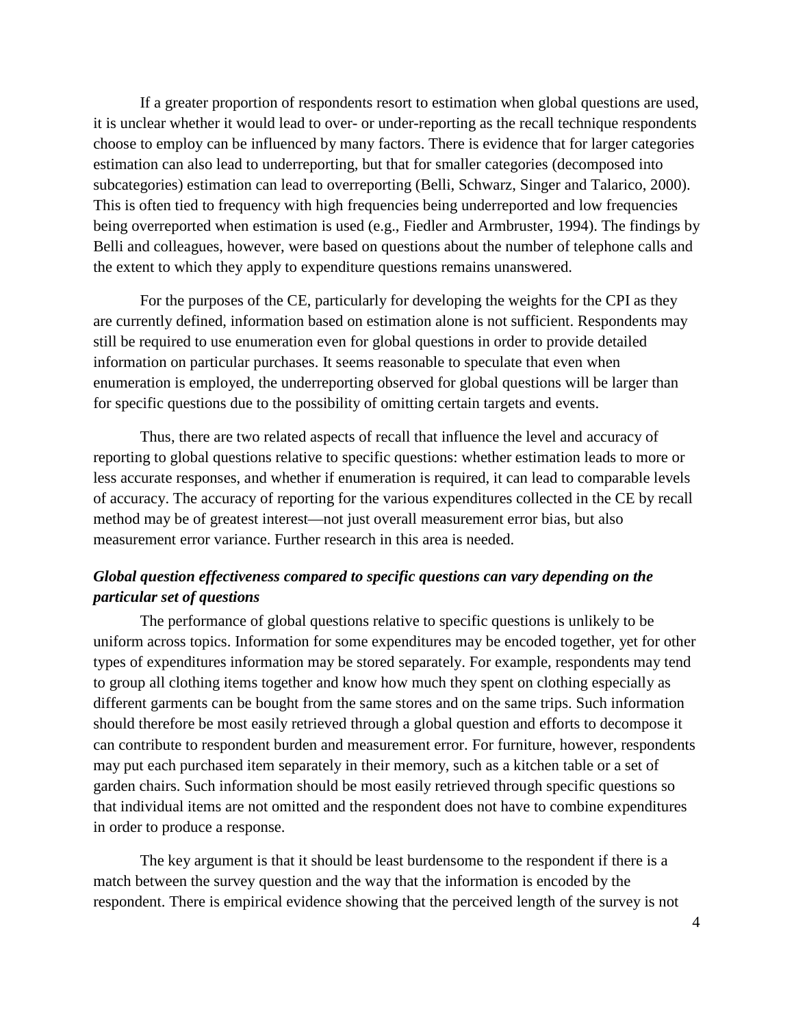If a greater proportion of respondents resort to estimation when global questions are used, it is unclear whether it would lead to over- or under-reporting as the recall technique respondents choose to employ can be influenced by many factors. There is evidence that for larger categories estimation can also lead to underreporting, but that for smaller categories (decomposed into subcategories) estimation can lead to overreporting (Belli, Schwarz, Singer and Talarico, 2000). This is often tied to frequency with high frequencies being underreported and low frequencies being overreported when estimation is used (e.g., Fiedler and Armbruster, 1994). The findings by Belli and colleagues, however, were based on questions about the number of telephone calls and the extent to which they apply to expenditure questions remains unanswered.

For the purposes of the CE, particularly for developing the weights for the CPI as they are currently defined, information based on estimation alone is not sufficient. Respondents may still be required to use enumeration even for global questions in order to provide detailed information on particular purchases. It seems reasonable to speculate that even when enumeration is employed, the underreporting observed for global questions will be larger than for specific questions due to the possibility of omitting certain targets and events.

Thus, there are two related aspects of recall that influence the level and accuracy of reporting to global questions relative to specific questions: whether estimation leads to more or less accurate responses, and whether if enumeration is required, it can lead to comparable levels of accuracy. The accuracy of reporting for the various expenditures collected in the CE by recall method may be of greatest interest—not just overall measurement error bias, but also measurement error variance. Further research in this area is needed.

### *Global question effectiveness compared to specific questions can vary depending on the particular set of questions*

The performance of global questions relative to specific questions is unlikely to be uniform across topics. Information for some expenditures may be encoded together, yet for other types of expenditures information may be stored separately. For example, respondents may tend to group all clothing items together and know how much they spent on clothing especially as different garments can be bought from the same stores and on the same trips. Such information should therefore be most easily retrieved through a global question and efforts to decompose it can contribute to respondent burden and measurement error. For furniture, however, respondents may put each purchased item separately in their memory, such as a kitchen table or a set of garden chairs. Such information should be most easily retrieved through specific questions so that individual items are not omitted and the respondent does not have to combine expenditures in order to produce a response.

The key argument is that it should be least burdensome to the respondent if there is a match between the survey question and the way that the information is encoded by the respondent. There is empirical evidence showing that the perceived length of the survey is not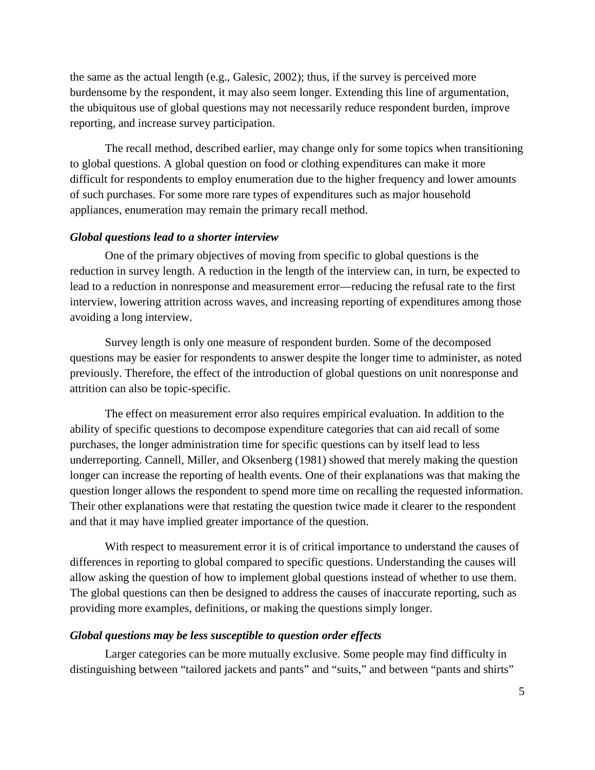the same as the actual length (e.g., Galesic, 2002); thus, if the survey is perceived more burdensome by the respondent, it may also seem longer. Extending this line of argumentation, the ubiquitous use of global questions may not necessarily reduce respondent burden, improve reporting, and increase survey participation.

The recall method, described earlier, may change only for some topics when transitioning to global questions. A global question on food or clothing expenditures can make it more difficult for respondents to employ enumeration due to the higher frequency and lower amounts of such purchases. For some more rare types of expenditures such as major household appliances, enumeration may remain the primary recall method.

### *Global questions lead to a shorter interview*

One of the primary objectives of moving from specific to global questions is the reduction in survey length. A reduction in the length of the interview can, in turn, be expected to lead to a reduction in nonresponse and measurement error—reducing the refusal rate to the first interview, lowering attrition across waves, and increasing reporting of expenditures among those avoiding a long interview.

Survey length is only one measure of respondent burden. Some of the decomposed questions may be easier for respondents to answer despite the longer time to administer, as noted previously. Therefore, the effect of the introduction of global questions on unit nonresponse and attrition can also be topic-specific.

The effect on measurement error also requires empirical evaluation. In addition to the ability of specific questions to decompose expenditure categories that can aid recall of some purchases, the longer administration time for specific questions can by itself lead to less underreporting. Cannell, Miller, and Oksenberg (1981) showed that merely making the question longer can increase the reporting of health events. One of their explanations was that making the question longer allows the respondent to spend more time on recalling the requested information. Their other explanations were that restating the question twice made it clearer to the respondent and that it may have implied greater importance of the question.

With respect to measurement error it is of critical importance to understand the causes of differences in reporting to global compared to specific questions. Understanding the causes will allow asking the question of how to implement global questions instead of whether to use them. The global questions can then be designed to address the causes of inaccurate reporting, such as providing more examples, definitions, or making the questions simply longer.

### *Global questions may be less susceptible to question order effects*

Larger categories can be more mutually exclusive. Some people may find difficulty in distinguishing between "tailored jackets and pants" and "suits," and between "pants and shirts"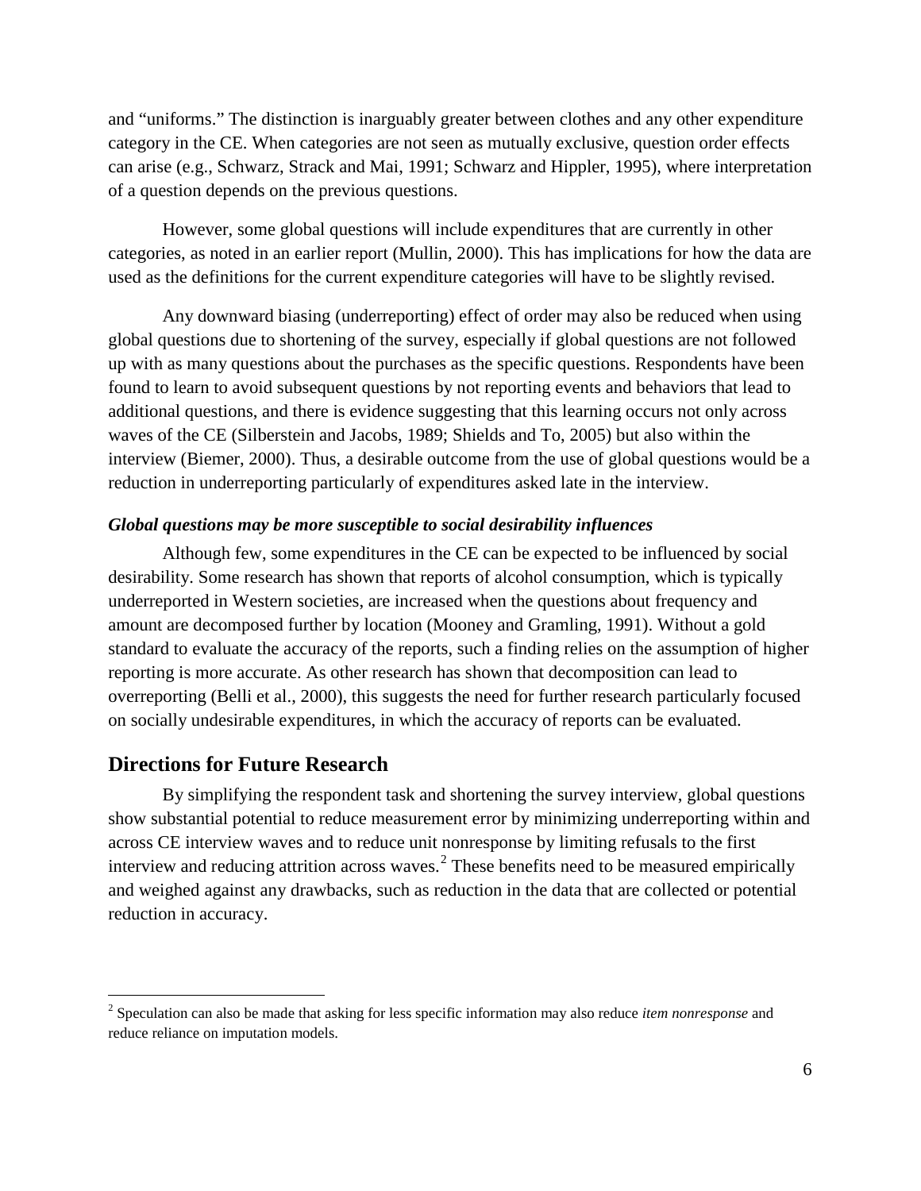and "uniforms." The distinction is inarguably greater between clothes and any other expenditure category in the CE. When categories are not seen as mutually exclusive, question order effects can arise (e.g., Schwarz, Strack and Mai, 1991; Schwarz and Hippler, 1995), where interpretation of a question depends on the previous questions.

However, some global questions will include expenditures that are currently in other categories, as noted in an earlier report (Mullin, 2000). This has implications for how the data are used as the definitions for the current expenditure categories will have to be slightly revised.

Any downward biasing (underreporting) effect of order may also be reduced when using global questions due to shortening of the survey, especially if global questions are not followed up with as many questions about the purchases as the specific questions. Respondents have been found to learn to avoid subsequent questions by not reporting events and behaviors that lead to additional questions, and there is evidence suggesting that this learning occurs not only across waves of the CE (Silberstein and Jacobs, 1989; Shields and To, 2005) but also within the interview (Biemer, 2000). Thus, a desirable outcome from the use of global questions would be a reduction in underreporting particularly of expenditures asked late in the interview.

### *Global questions may be more susceptible to social desirability influences*

Although few, some expenditures in the CE can be expected to be influenced by social desirability. Some research has shown that reports of alcohol consumption, which is typically underreported in Western societies, are increased when the questions about frequency and amount are decomposed further by location (Mooney and Gramling, 1991). Without a gold standard to evaluate the accuracy of the reports, such a finding relies on the assumption of higher reporting is more accurate. As other research has shown that decomposition can lead to overreporting (Belli et al., 2000), this suggests the need for further research particularly focused on socially undesirable expenditures, in which the accuracy of reports can be evaluated.

## Directions for Future Research

By simplifying the respondent task and shortening the survey interview, global questions show substantial potential to reduce measurement error by minimizing underreporting within and across CE interview waves and to reduce unit nonresponse by limiting refusals to the first interview and reducing attrition across waves.[2] These benefits need to be measured empirically and weighed against any drawbacks, such as reduction in the data that are collected or potential reduction in accuracy.

---

[2] Speculation can also be made that asking for less specific information may also reduce *item nonresponse* and reduce reliance on imputation models.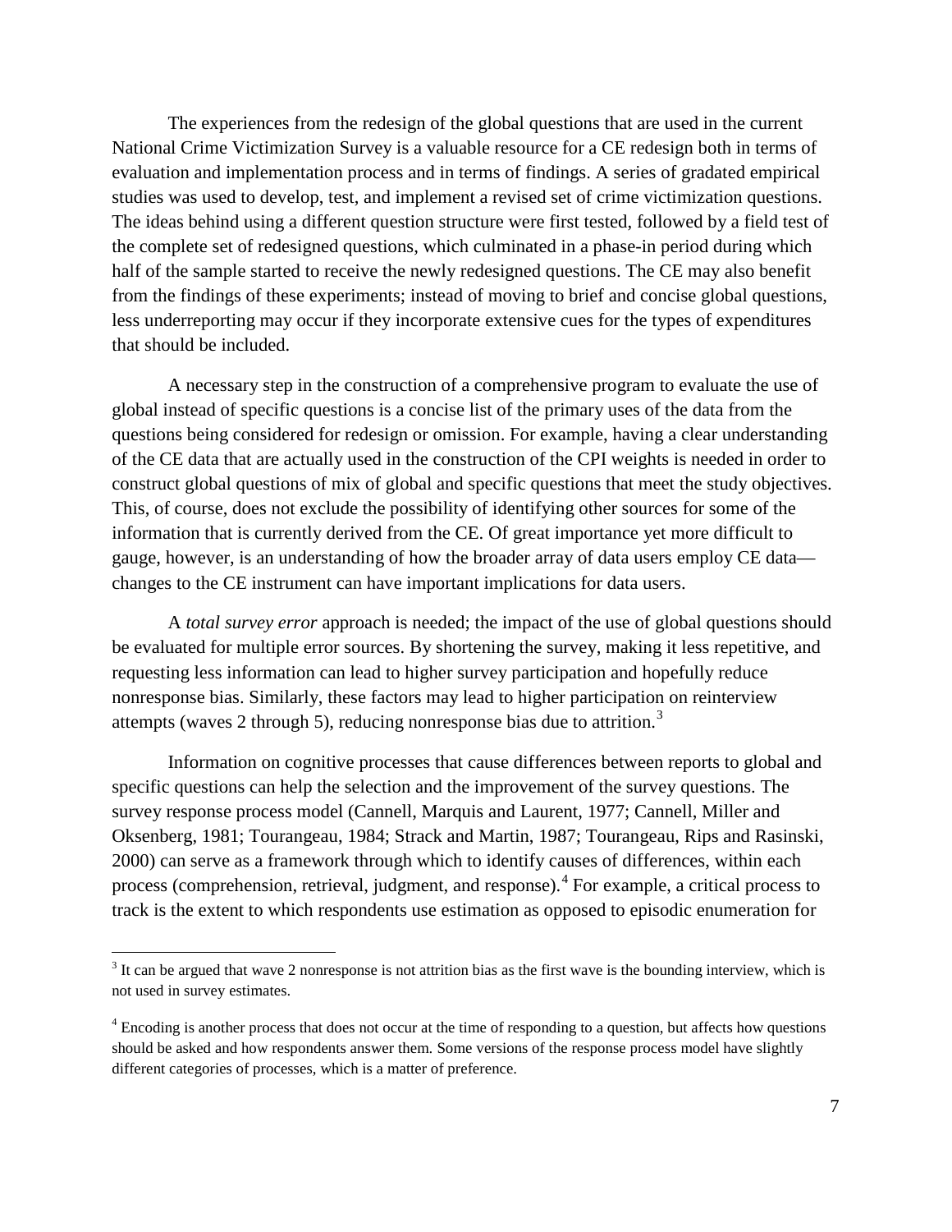The experiences from the redesign of the global questions that are used in the current National Crime Victimization Survey is a valuable resource for a CE redesign both in terms of evaluation and implementation process and in terms of findings. A series of gradated empirical studies was used to develop, test, and implement a revised set of crime victimization questions. The ideas behind using a different question structure were first tested, followed by a field test of the complete set of redesigned questions, which culminated in a phase-in period during which half of the sample started to receive the newly redesigned questions. The CE may also benefit from the findings of these experiments; instead of moving to brief and concise global questions, less underreporting may occur if they incorporate extensive cues for the types of expenditures that should be included.

A necessary step in the construction of a comprehensive program to evaluate the use of global instead of specific questions is a concise list of the primary uses of the data from the questions being considered for redesign or omission. For example, having a clear understanding of the CE data that are actually used in the construction of the CPI weights is needed in order to construct global questions of mix of global and specific questions that meet the study objectives. This, of course, does not exclude the possibility of identifying other sources for some of the information that is currently derived from the CE. Of great importance yet more difficult to gauge, however, is an understanding of how the broader array of data users employ CE data—changes to the CE instrument can have important implications for data users.

A *total survey error* approach is needed; the impact of the use of global questions should be evaluated for multiple error sources. By shortening the survey, making it less repetitive, and requesting less information can lead to higher survey participation and hopefully reduce nonresponse bias. Similarly, these factors may lead to higher participation on reinterview attempts (waves 2 through 5), reducing nonresponse bias due to attrition.[3]

Information on cognitive processes that cause differences between reports to global and specific questions can help the selection and the improvement of the survey questions. The survey response process model (Cannell, Marquis and Laurent, 1977; Cannell, Miller and Oksenberg, 1981; Tourangeau, 1984; Strack and Martin, 1987; Tourangeau, Rips and Rasinski, 2000) can serve as a framework through which to identify causes of differences, within each process (comprehension, retrieval, judgment, and response).[4] For example, a critical process to track is the extent to which respondents use estimation as opposed to episodic enumeration for

[3] It can be argued that wave 2 nonresponse is not attrition bias as the first wave is the bounding interview, which is not used in survey estimates.

[4] Encoding is another process that does not occur at the time of responding to a question, but affects how questions should be asked and how respondents answer them. Some versions of the response process model have slightly different categories of processes, which is a matter of preference.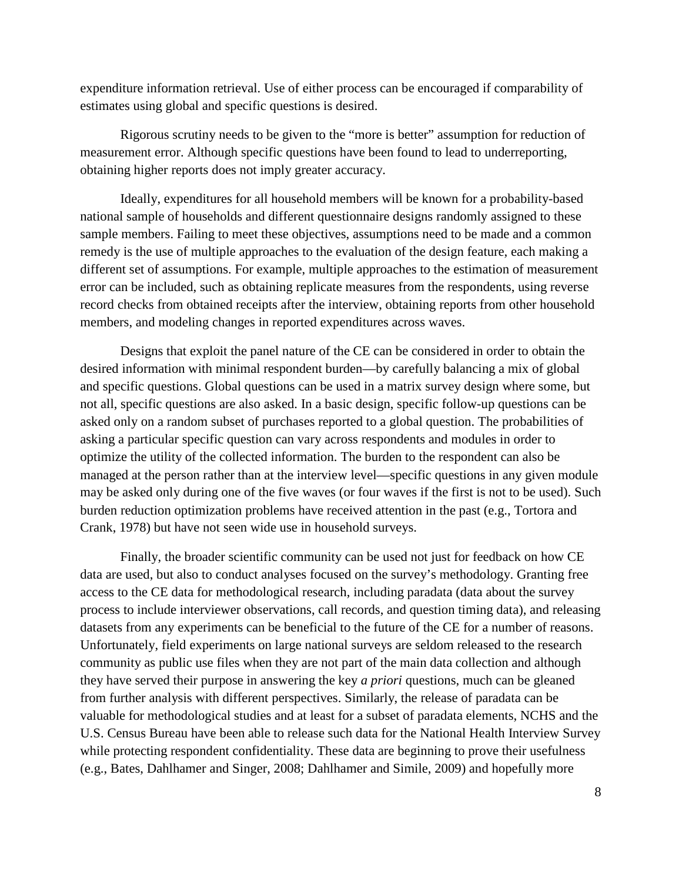expenditure information retrieval. Use of either process can be encouraged if comparability of estimates using global and specific questions is desired.

Rigorous scrutiny needs to be given to the "more is better" assumption for reduction of measurement error. Although specific questions have been found to lead to underreporting, obtaining higher reports does not imply greater accuracy.

Ideally, expenditures for all household members will be known for a probability-based national sample of households and different questionnaire designs randomly assigned to these sample members. Failing to meet these objectives, assumptions need to be made and a common remedy is the use of multiple approaches to the evaluation of the design feature, each making a different set of assumptions. For example, multiple approaches to the estimation of measurement error can be included, such as obtaining replicate measures from the respondents, using reverse record checks from obtained receipts after the interview, obtaining reports from other household members, and modeling changes in reported expenditures across waves.

Designs that exploit the panel nature of the CE can be considered in order to obtain the desired information with minimal respondent burden—by carefully balancing a mix of global and specific questions. Global questions can be used in a matrix survey design where some, but not all, specific questions are also asked. In a basic design, specific follow-up questions can be asked only on a random subset of purchases reported to a global question. The probabilities of asking a particular specific question can vary across respondents and modules in order to optimize the utility of the collected information. The burden to the respondent can also be managed at the person rather than at the interview level—specific questions in any given module may be asked only during one of the five waves (or four waves if the first is not to be used). Such burden reduction optimization problems have received attention in the past (e.g., Tortora and Crank, 1978) but have not seen wide use in household surveys.

Finally, the broader scientific community can be used not just for feedback on how CE data are used, but also to conduct analyses focused on the survey's methodology. Granting free access to the CE data for methodological research, including paradata (data about the survey process to include interviewer observations, call records, and question timing data), and releasing datasets from any experiments can be beneficial to the future of the CE for a number of reasons. Unfortunately, field experiments on large national surveys are seldom released to the research community as public use files when they are not part of the main data collection and although they have served their purpose in answering the key *a priori* questions, much can be gleaned from further analysis with different perspectives. Similarly, the release of paradata can be valuable for methodological studies and at least for a subset of paradata elements, NCHS and the U.S. Census Bureau have been able to release such data for the National Health Interview Survey while protecting respondent confidentiality. These data are beginning to prove their usefulness (e.g., Bates, Dahlhamer and Singer, 2008; Dahlhamer and Simile, 2009) and hopefully more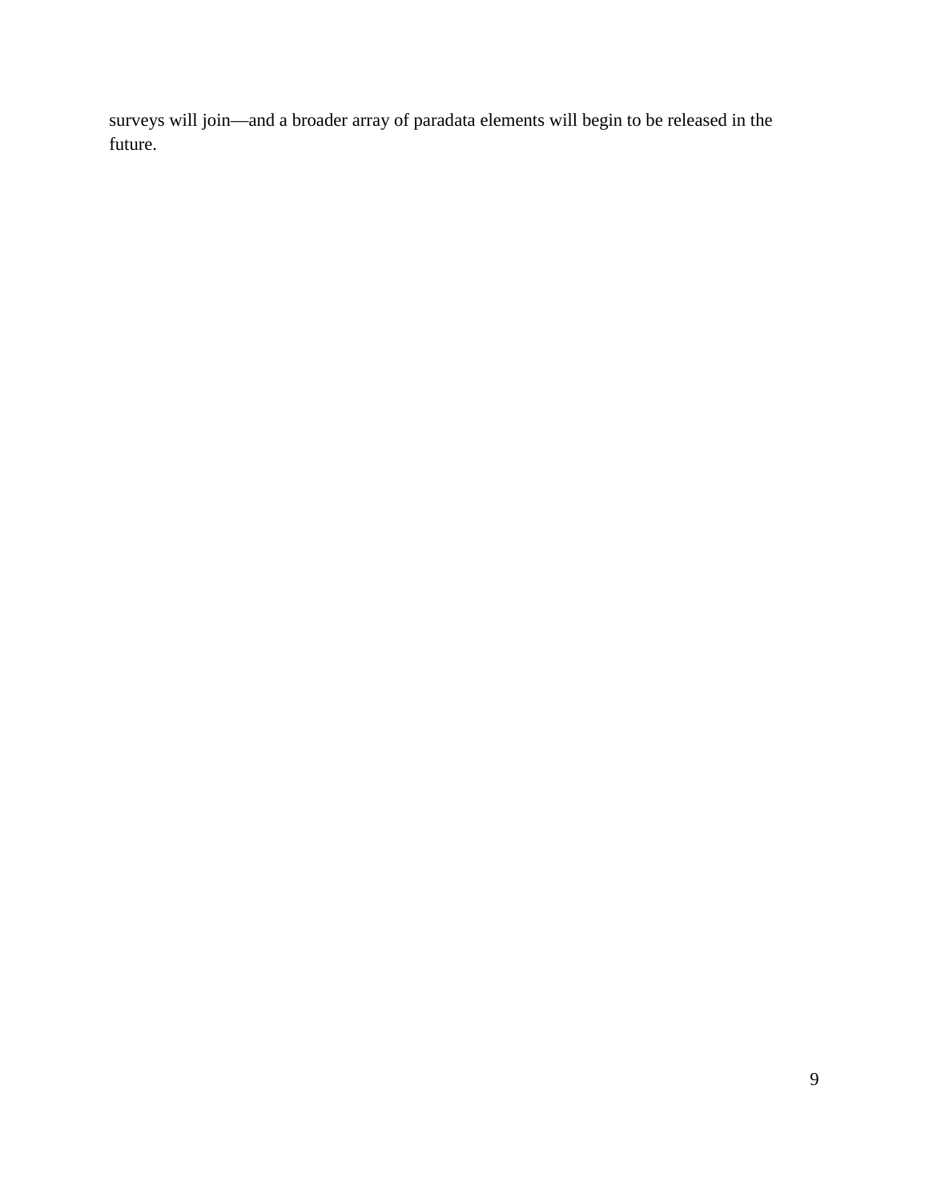surveys will join—and a broader array of paradata elements will begin to be released in the future.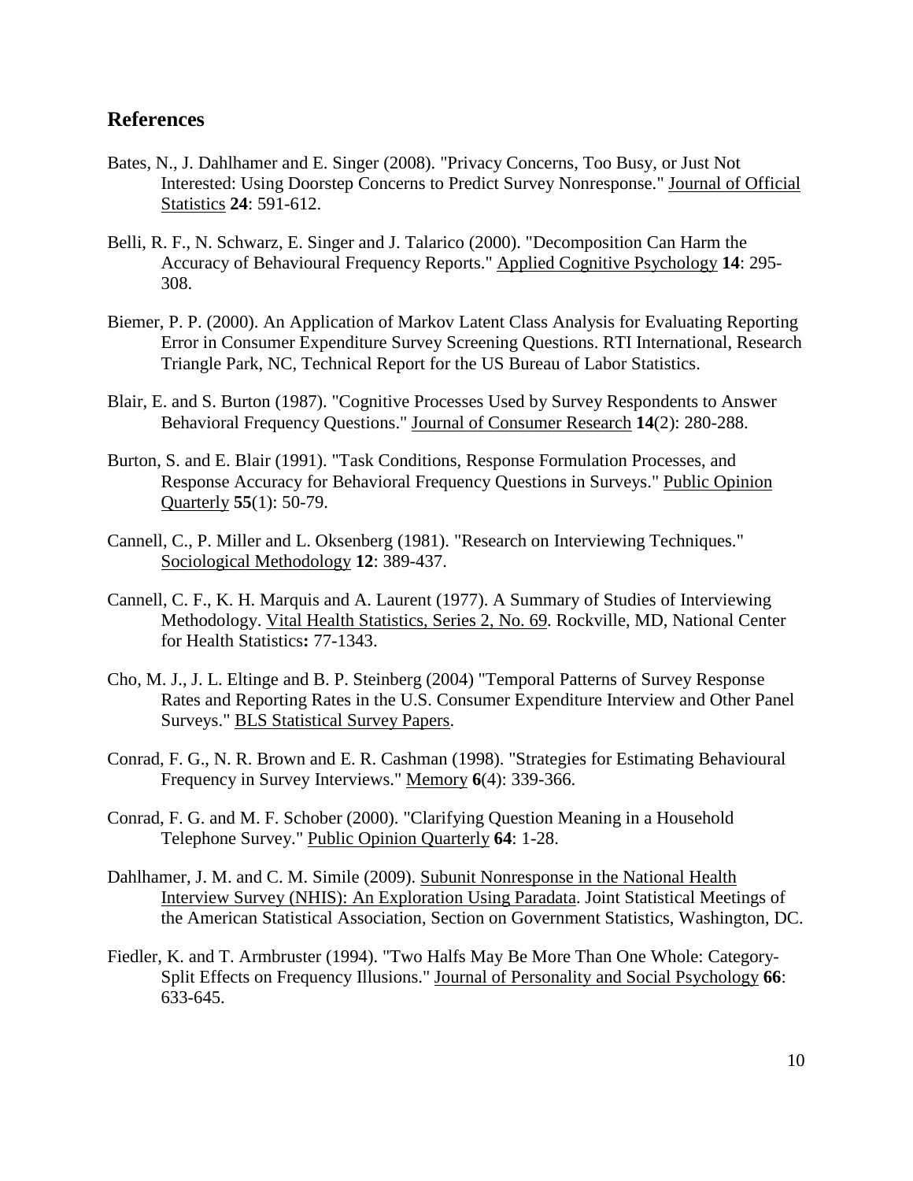## References

Bates, N., J. Dahlhamer and E. Singer (2008). "Privacy Concerns, Too Busy, or Just Not Interested: Using Doorstep Concerns to Predict Survey Nonresponse." Journal of Official Statistics **24**: 591-612.

Belli, R. F., N. Schwarz, E. Singer and J. Talarico (2000). "Decomposition Can Harm the Accuracy of Behavioural Frequency Reports." Applied Cognitive Psychology **14**: 295-308.

Biemer, P. P. (2000). An Application of Markov Latent Class Analysis for Evaluating Reporting Error in Consumer Expenditure Survey Screening Questions. RTI International, Research Triangle Park, NC, Technical Report for the US Bureau of Labor Statistics.

Blair, E. and S. Burton (1987). "Cognitive Processes Used by Survey Respondents to Answer Behavioral Frequency Questions." Journal of Consumer Research **14**(2): 280-288.

Burton, S. and E. Blair (1991). "Task Conditions, Response Formulation Processes, and Response Accuracy for Behavioral Frequency Questions in Surveys." Public Opinion Quarterly **55**(1): 50-79.

Cannell, C., P. Miller and L. Oksenberg (1981). "Research on Interviewing Techniques." Sociological Methodology **12**: 389-437.

Cannell, C. F., K. H. Marquis and A. Laurent (1977). A Summary of Studies of Interviewing Methodology. Vital Health Statistics, Series 2, No. 69. Rockville, MD, National Center for Health Statistics**:** 77-1343.

Cho, M. J., J. L. Eltinge and B. P. Steinberg (2004) "Temporal Patterns of Survey Response Rates and Reporting Rates in the U.S. Consumer Expenditure Interview and Other Panel Surveys." BLS Statistical Survey Papers.

Conrad, F. G., N. R. Brown and E. R. Cashman (1998). "Strategies for Estimating Behavioural Frequency in Survey Interviews." Memory **6**(4): 339-366.

Conrad, F. G. and M. F. Schober (2000). "Clarifying Question Meaning in a Household Telephone Survey." Public Opinion Quarterly **64**: 1-28.

Dahlhamer, J. M. and C. M. Simile (2009). Subunit Nonresponse in the National Health Interview Survey (NHIS): An Exploration Using Paradata. Joint Statistical Meetings of the American Statistical Association, Section on Government Statistics, Washington, DC.

Fiedler, K. and T. Armbruster (1994). "Two Halfs May Be More Than One Whole: Category-Split Effects on Frequency Illusions." Journal of Personality and Social Psychology **66**: 633-645.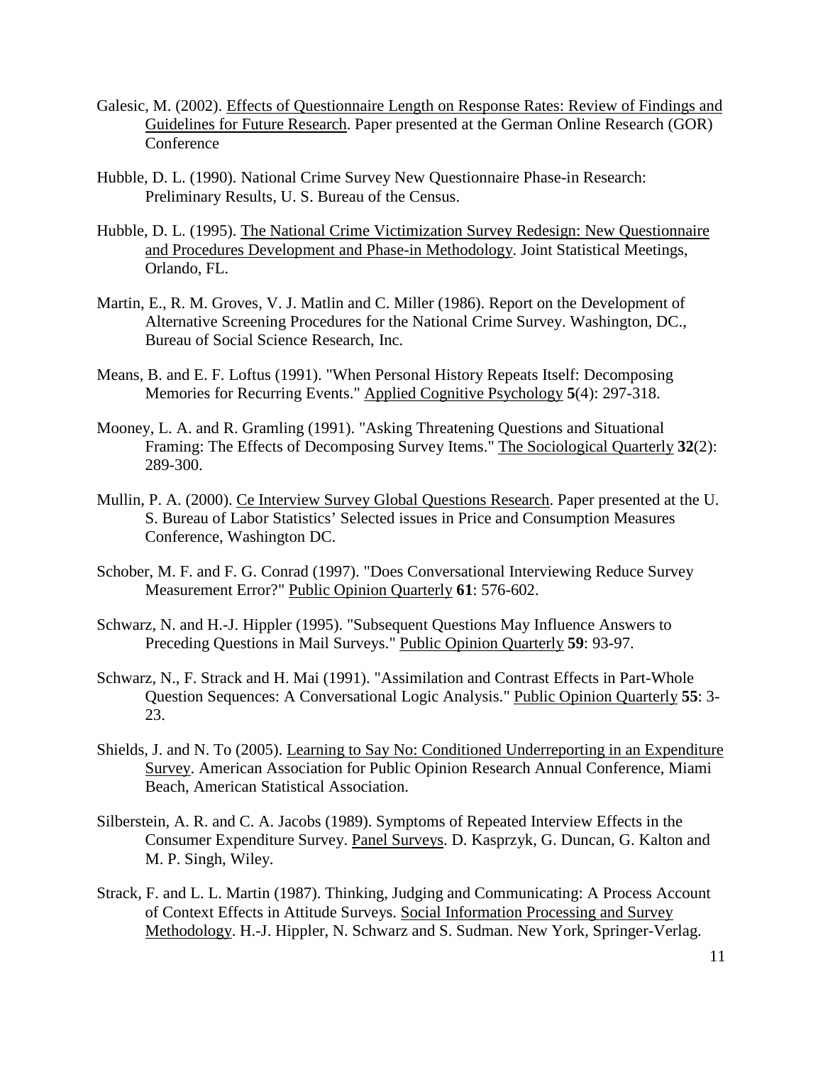Galesic, M. (2002). Effects of Questionnaire Length on Response Rates: Review of Findings and Guidelines for Future Research. Paper presented at the German Online Research (GOR) Conference

Hubble, D. L. (1990). National Crime Survey New Questionnaire Phase-in Research: Preliminary Results, U. S. Bureau of the Census.

Hubble, D. L. (1995). The National Crime Victimization Survey Redesign: New Questionnaire and Procedures Development and Phase-in Methodology. Joint Statistical Meetings, Orlando, FL.

Martin, E., R. M. Groves, V. J. Matlin and C. Miller (1986). Report on the Development of Alternative Screening Procedures for the National Crime Survey. Washington, DC., Bureau of Social Science Research, Inc.

Means, B. and E. F. Loftus (1991). "When Personal History Repeats Itself: Decomposing Memories for Recurring Events." Applied Cognitive Psychology **5**(4): 297-318.

Mooney, L. A. and R. Gramling (1991). "Asking Threatening Questions and Situational Framing: The Effects of Decomposing Survey Items." The Sociological Quarterly **32**(2): 289-300.

Mullin, P. A. (2000). Ce Interview Survey Global Questions Research. Paper presented at the U. S. Bureau of Labor Statistics' Selected issues in Price and Consumption Measures Conference, Washington DC.

Schober, M. F. and F. G. Conrad (1997). "Does Conversational Interviewing Reduce Survey Measurement Error?" Public Opinion Quarterly **61**: 576-602.

Schwarz, N. and H.-J. Hippler (1995). "Subsequent Questions May Influence Answers to Preceding Questions in Mail Surveys." Public Opinion Quarterly **59**: 93-97.

Schwarz, N., F. Strack and H. Mai (1991). "Assimilation and Contrast Effects in Part-Whole Question Sequences: A Conversational Logic Analysis." Public Opinion Quarterly **55**: 3-23.

Shields, J. and N. To (2005). Learning to Say No: Conditioned Underreporting in an Expenditure Survey. American Association for Public Opinion Research Annual Conference, Miami Beach, American Statistical Association.

Silberstein, A. R. and C. A. Jacobs (1989). Symptoms of Repeated Interview Effects in the Consumer Expenditure Survey. Panel Surveys. D. Kasprzyk, G. Duncan, G. Kalton and M. P. Singh, Wiley.

Strack, F. and L. L. Martin (1987). Thinking, Judging and Communicating: A Process Account of Context Effects in Attitude Surveys. Social Information Processing and Survey Methodology. H.-J. Hippler, N. Schwarz and S. Sudman. New York, Springer-Verlag.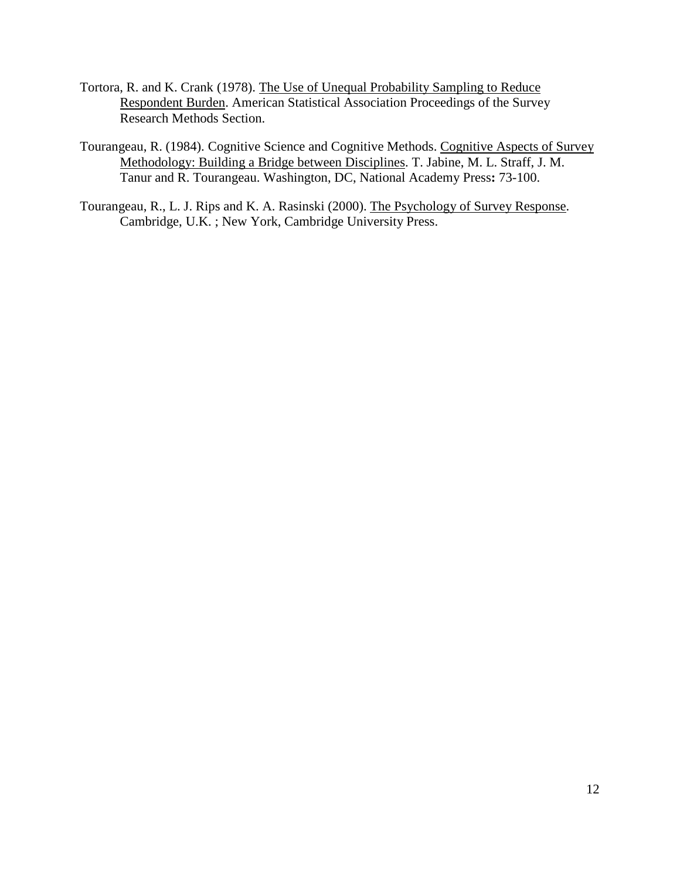Tortora, R. and K. Crank (1978). The Use of Unequal Probability Sampling to Reduce Respondent Burden. American Statistical Association Proceedings of the Survey Research Methods Section.

Tourangeau, R. (1984). Cognitive Science and Cognitive Methods. Cognitive Aspects of Survey Methodology: Building a Bridge between Disciplines. T. Jabine, M. L. Straff, J. M. Tanur and R. Tourangeau. Washington, DC, National Academy Press**:** 73-100.

Tourangeau, R., L. J. Rips and K. A. Rasinski (2000). The Psychology of Survey Response. Cambridge, U.K. ; New York, Cambridge University Press.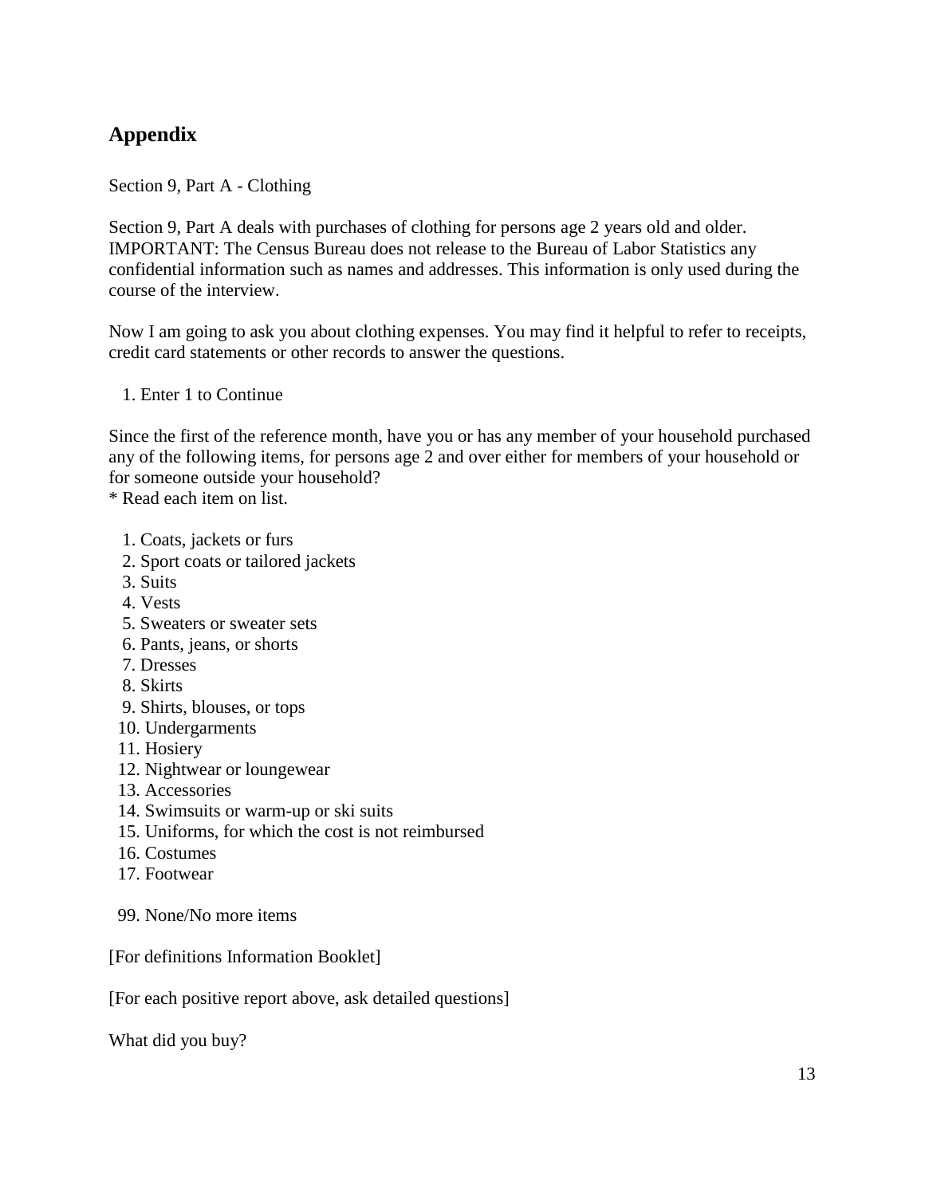## Appendix

Section 9, Part A - Clothing

Section 9, Part A deals with purchases of clothing for persons age 2 years old and older. IMPORTANT: The Census Bureau does not release to the Bureau of Labor Statistics any confidential information such as names and addresses. This information is only used during the course of the interview.

Now I am going to ask you about clothing expenses. You may find it helpful to refer to receipts, credit card statements or other records to answer the questions.

1. Enter 1 to Continue

Since the first of the reference month, have you or has any member of your household purchased any of the following items, for persons age 2 and over either for members of your household or for someone outside your household?
* Read each item on list.

1. Coats, jackets or furs
2. Sport coats or tailored jackets
3. Suits
4. Vests
5. Sweaters or sweater sets
6. Pants, jeans, or shorts
7. Dresses
8. Skirts
9. Shirts, blouses, or tops
10. Undergarments
11. Hosiery
12. Nightwear or loungewear
13. Accessories
14. Swimsuits or warm-up or ski suits
15. Uniforms, for which the cost is not reimbursed
16. Costumes
17. Footwear

99. None/No more items

[For definitions Information Booklet]

[For each positive report above, ask detailed questions]

What did you buy?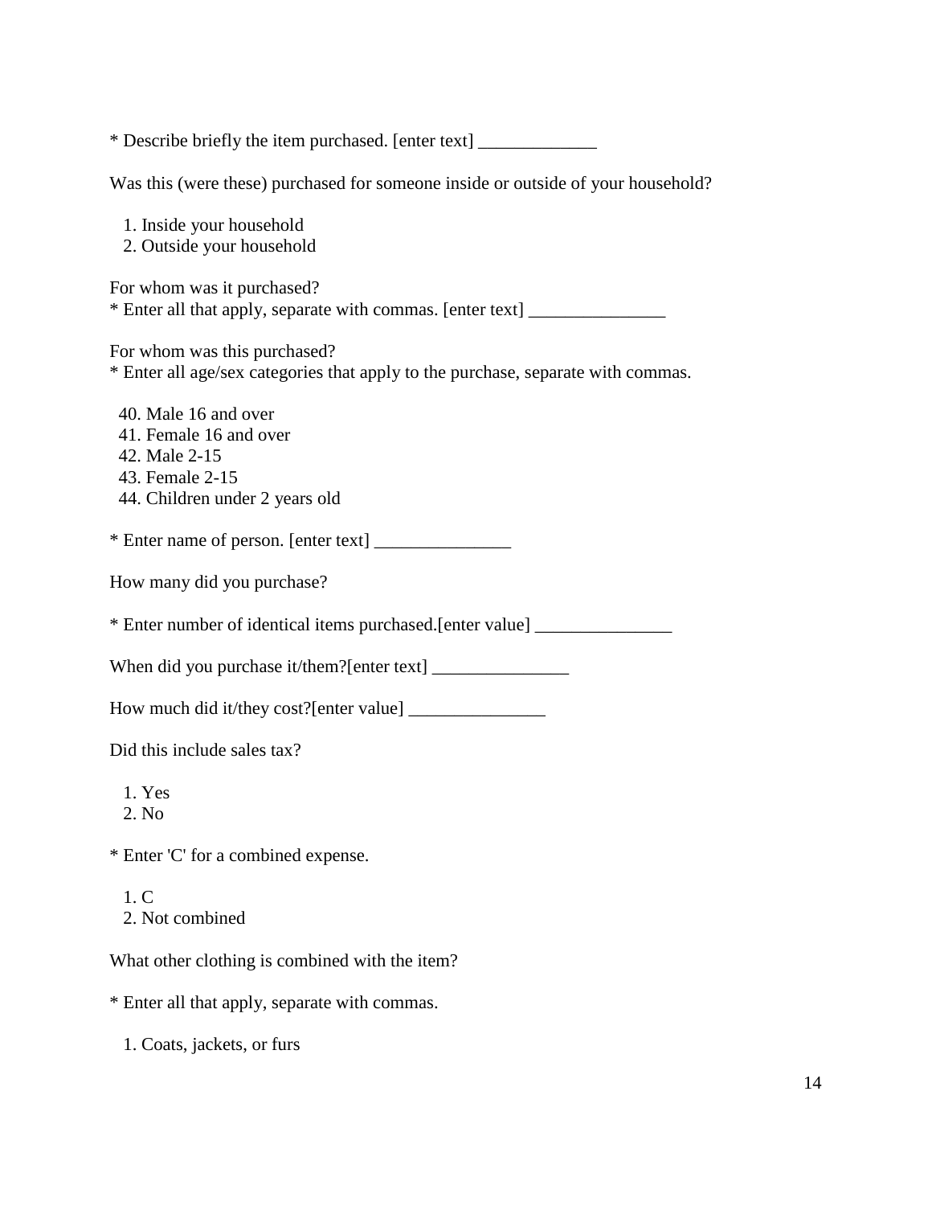* Describe briefly the item purchased. [enter text] _____________

Was this (were these) purchased for someone inside or outside of your household?

1. Inside your household
2. Outside your household

For whom was it purchased?
* Enter all that apply, separate with commas. [enter text] _______________

For whom was this purchased?
* Enter all age/sex categories that apply to the purchase, separate with commas.

40. Male 16 and over
41. Female 16 and over
42. Male 2-15
43. Female 2-15
44. Children under 2 years old

* Enter name of person. [enter text] _______________

How many did you purchase?

* Enter number of identical items purchased.[enter value] _______________

When did you purchase it/them?[enter text] _______________

How much did it/they cost?[enter value] _______________

Did this include sales tax?

1. Yes
2. No

* Enter 'C' for a combined expense.

1. C
2. Not combined

What other clothing is combined with the item?

* Enter all that apply, separate with commas.

1. Coats, jackets, or furs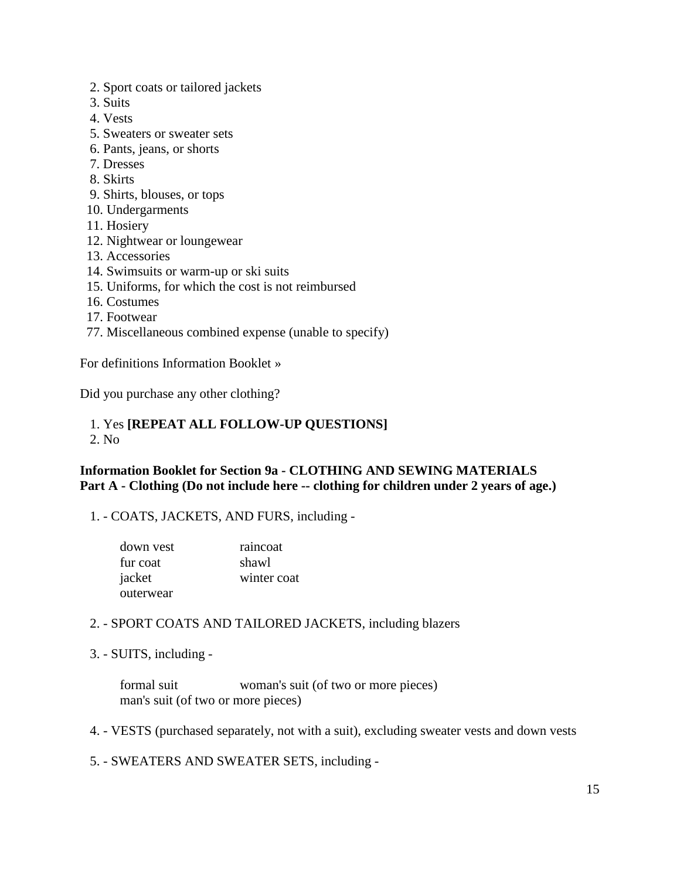2. Sport coats or tailored jackets
3. Suits
4. Vests
5. Sweaters or sweater sets
6. Pants, jeans, or shorts
7. Dresses
8. Skirts
9. Shirts, blouses, or tops
10. Undergarments
11. Hosiery
12. Nightwear or loungewear
13. Accessories
14. Swimsuits or warm-up or ski suits
15. Uniforms, for which the cost is not reimbursed
16. Costumes
17. Footwear
77. Miscellaneous combined expense (unable to specify)

For definitions Information Booklet »

Did you purchase any other clothing?

1. Yes **[REPEAT ALL FOLLOW-UP QUESTIONS]**
2. No

**Information Booklet for Section 9a - CLOTHING AND SEWING MATERIALS**
**Part A - Clothing (Do not include here -- clothing for children under 2 years of age.)**

1. - COATS, JACKETS, AND FURS, including -

| | |
|---|---|
| down vest | raincoat |
| fur coat | shawl |
| jacket | winter coat |
| outerwear | |

2. - SPORT COATS AND TAILORED JACKETS, including blazers

3. - SUITS, including -

| | |
|---|---|
| formal suit | woman's suit (of two or more pieces) |
| man's suit (of two or more pieces) | |

4. - VESTS (purchased separately, not with a suit), excluding sweater vests and down vests

5. - SWEATERS AND SWEATER SETS, including -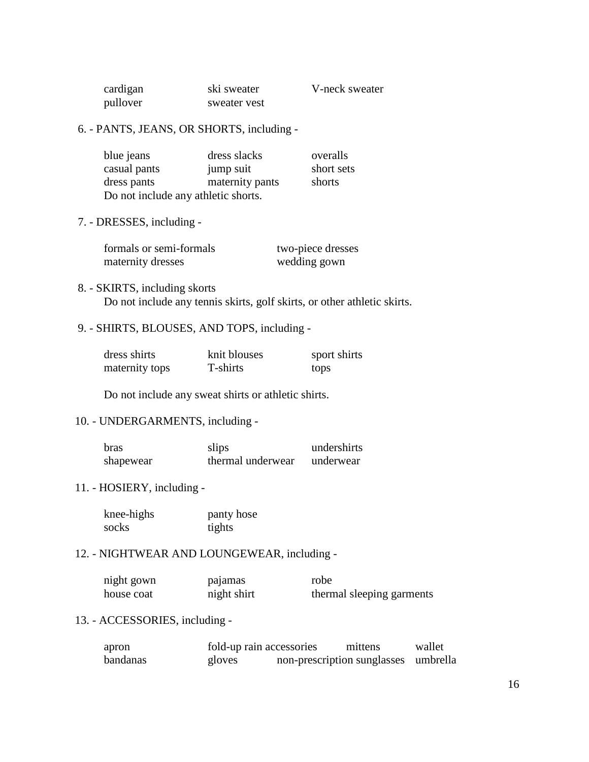| | | |
|---|---|---|
| cardigan | ski sweater | V-neck sweater |
| pullover | sweater vest | |

6. - PANTS, JEANS, OR SHORTS, including -

| | | |
|---|---|---|
| blue jeans | dress slacks | overalls |
| casual pants | jump suit | short sets |
| dress pants | maternity pants | shorts |

Do not include any athletic shorts.

7. - DRESSES, including -

| | |
|---|---|
| formals or semi-formals | two-piece dresses |
| maternity dresses | wedding gown |

8. - SKIRTS, including skorts
   Do not include any tennis skirts, golf skirts, or other athletic skirts.

9. - SHIRTS, BLOUSES, AND TOPS, including -

| | | |
|---|---|---|
| dress shirts | knit blouses | sport shirts |
| maternity tops | T-shirts | tops |

Do not include any sweat shirts or athletic shirts.

10. - UNDERGARMENTS, including -

| | | |
|---|---|---|
| bras | slips | undershirts |
| shapewear | thermal underwear | underwear |

11. - HOSIERY, including -

| | |
|---|---|
| knee-highs | panty hose |
| socks | tights |

12. - NIGHTWEAR AND LOUNGEWEAR, including -

| | | |
|---|---|---|
| night gown | pajamas | robe |
| house coat | night shirt | thermal sleeping garments |

13. - ACCESSORIES, including -

| | | | |
|---|---|---|---|
| apron | fold-up rain accessories | mittens | wallet |
| bandanas | gloves | non-prescription sunglasses | umbrella |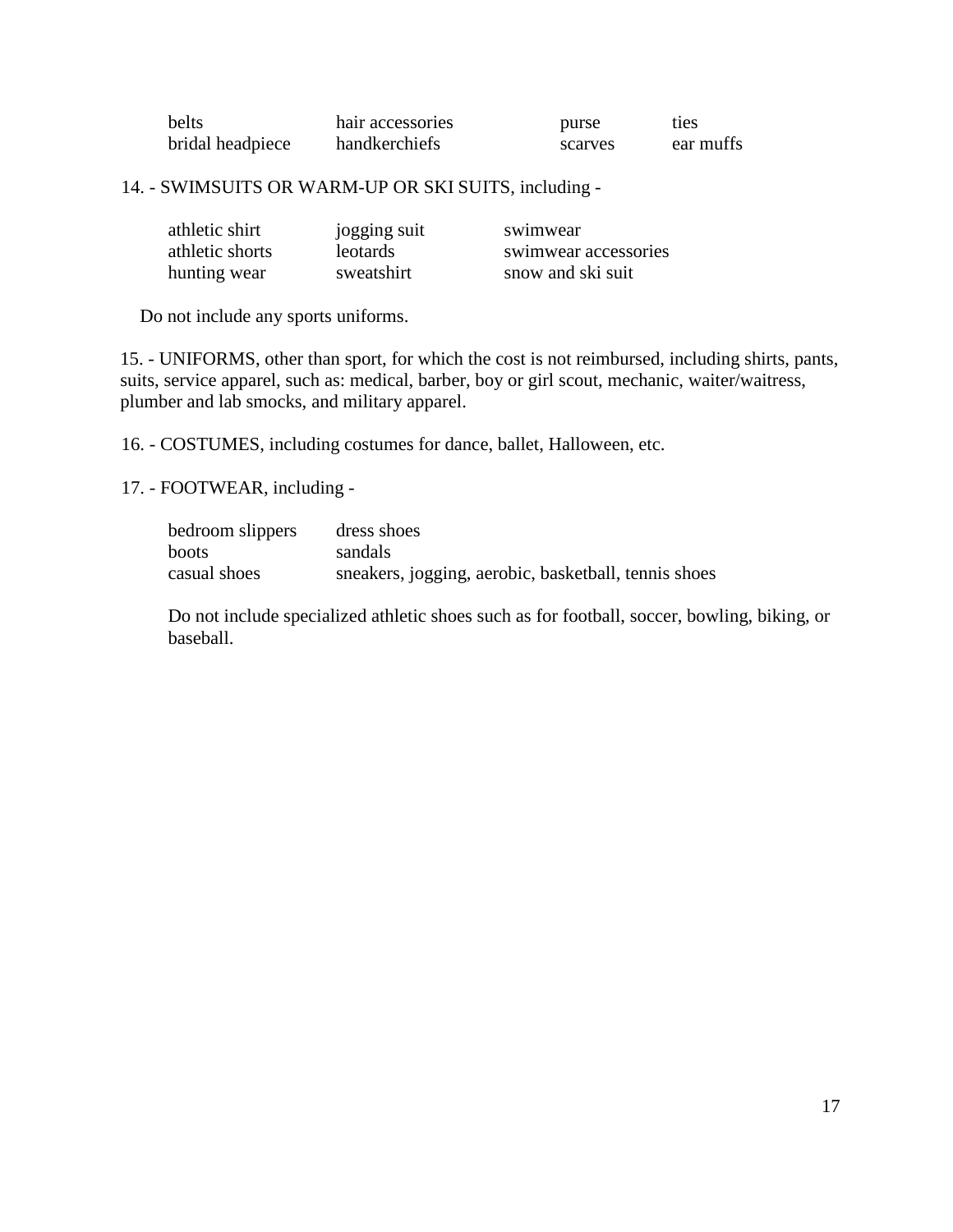| | | | |
|---|---|---|---|
| belts | hair accessories | purse | ties |
| bridal headpiece | handkerchiefs | scarves | ear muffs |

14. - SWIMSUITS OR WARM-UP OR SKI SUITS, including -

| | | |
|---|---|---|
| athletic shirt | jogging suit | swimwear |
| athletic shorts | leotards | swimwear accessories |
| hunting wear | sweatshirt | snow and ski suit |

Do not include any sports uniforms.

15. - UNIFORMS, other than sport, for which the cost is not reimbursed, including shirts, pants, suits, service apparel, such as: medical, barber, boy or girl scout, mechanic, waiter/waitress, plumber and lab smocks, and military apparel.

16. - COSTUMES, including costumes for dance, ballet, Halloween, etc.

17. - FOOTWEAR, including -

| | |
|---|---|
| bedroom slippers | dress shoes |
| boots | sandals |
| casual shoes | sneakers, jogging, aerobic, basketball, tennis shoes |

Do not include specialized athletic shoes such as for football, soccer, bowling, biking, or baseball.